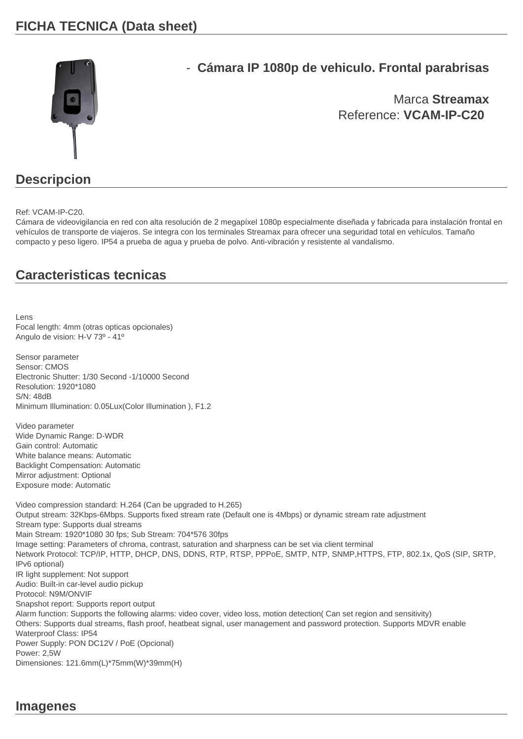# FICHA TECNICA (Data sheet)

- **Cámara IP 1080p de vehiculo. Frontal parabrisas**

Marca **Streamax**
Reference: **VCAM-IP-C20**

## Descripcion

Ref: VCAM-IP-C20.
Cámara de videovigilancia en red con alta resolución de 2 megapíxel 1080p especialmente diseñada y fabricada para instalación frontal en vehículos de transporte de viajeros. Se integra con los terminales Streamax para ofrecer una seguridad total en vehículos. Tamaño compacto y peso ligero. IP54 a prueba de agua y prueba de polvo. Anti-vibración y resistente al vandalismo.

## Caracteristicas tecnicas

Lens
Focal length: 4mm (otras opticas opcionales)
Angulo de vision: H-V 73º - 41º

Sensor parameter
Sensor: CMOS
Electronic Shutter: 1/30 Second -1/10000 Second
Resolution: 1920*1080
S/N: 48dB
Minimum Illumination: 0.05Lux(Color Illumination ), F1.2

Video parameter
Wide Dynamic Range: D-WDR
Gain control: Automatic
White balance means: Automatic
Backlight Compensation: Automatic
Mirror adjustment: Optional
Exposure mode: Automatic

Video compression standard: H.264 (Can be upgraded to H.265)
Output stream: 32Kbps-6Mbps. Supports fixed stream rate (Default one is 4Mbps) or dynamic stream rate adjustment
Stream type: Supports dual streams
Main Stream: 1920*1080 30 fps; Sub Stream: 704*576 30fps
Image setting: Parameters of chroma, contrast, saturation and sharpness can be set via client terminal
Network Protocol: TCP/IP, HTTP, DHCP, DNS, DDNS, RTP, RTSP, PPPoE, SMTP, NTP, SNMP,HTTPS, FTP, 802.1x, QoS (SIP, SRTP, IPv6 optional)
IR light supplement: Not support
Audio: Built-in car-level audio pickup
Protocol: N9M/ONVIF
Snapshot report: Supports report output
Alarm function: Supports the following alarms: video cover, video loss, motion detection( Can set region and sensitivity)
Others: Supports dual streams, flash proof, heatbeat signal, user management and password protection. Supports MDVR enable
Waterproof Class: IP54
Power Supply: PON DC12V / PoE (Opcional)
Power: 2,5W
Dimensiones: 121.6mm(L)*75mm(W)*39mm(H)

## Imagenes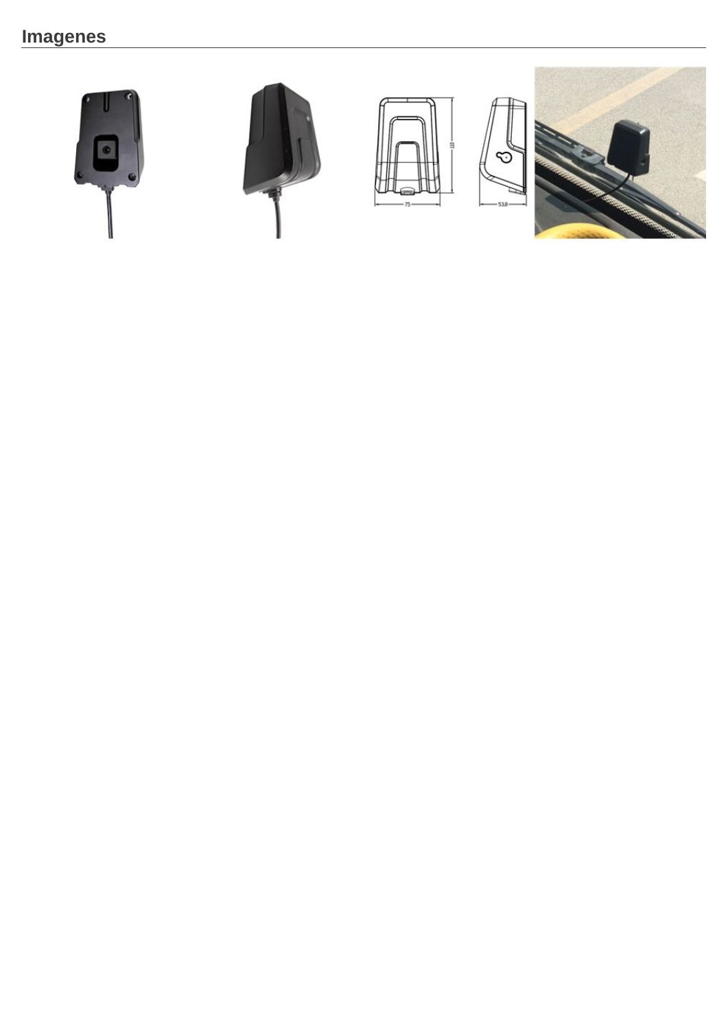## Imagenes

75

53.8

110